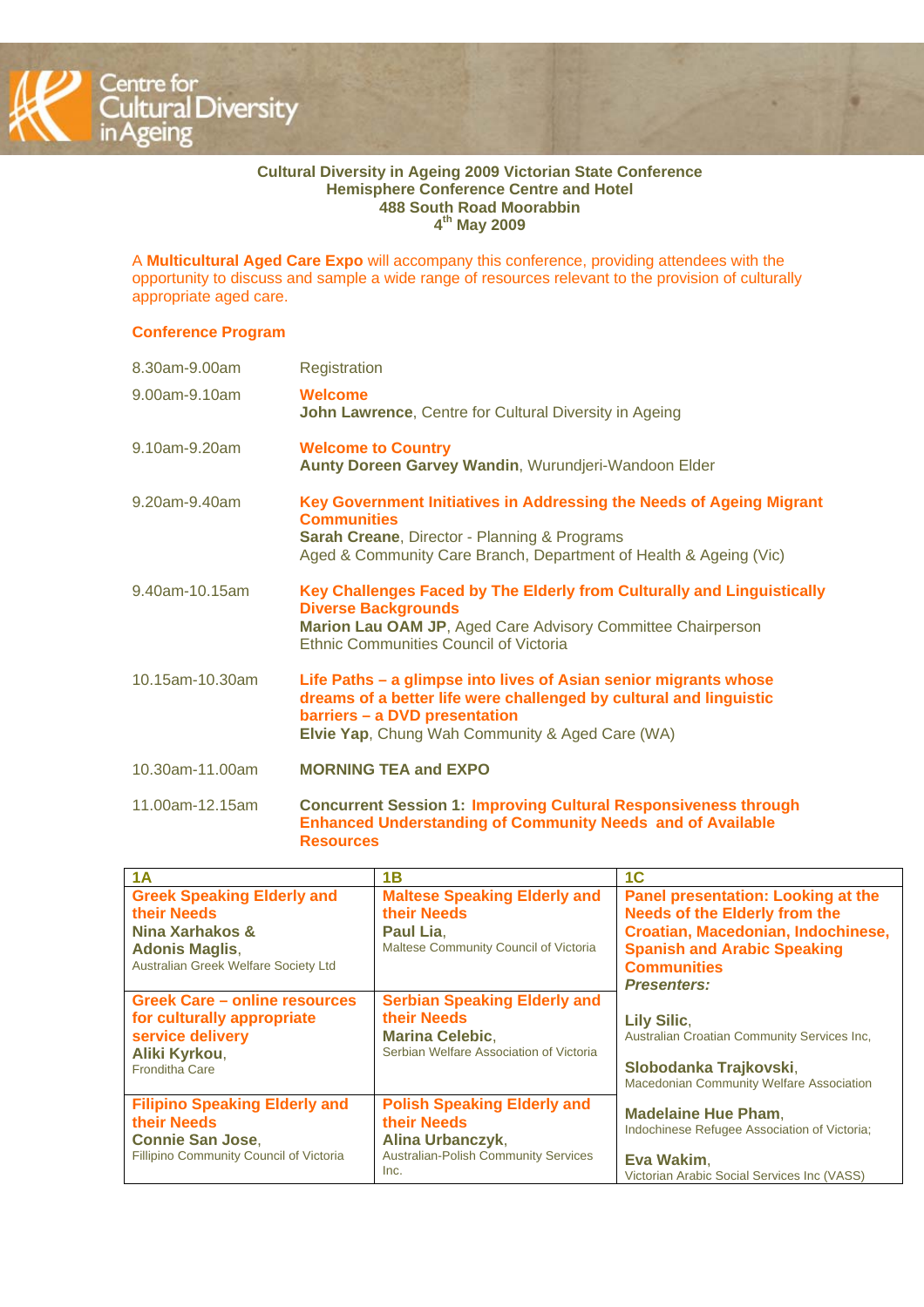Centre for Cultural Diversity in Ageing

**Cultural Diversity in Ageing 2009 Victorian State Conference**
**Hemisphere Conference Centre and Hotel**
**488 South Road Moorabbin**
**4th May 2009**

A **Multicultural Aged Care Expo** will accompany this conference, providing attendees with the opportunity to discuss and sample a wide range of resources relevant to the provision of culturally appropriate aged care.

## Conference Program

| | |
|---|---|
| 8.30am-9.00am | Registration |
| 9.00am-9.10am | **Welcome**<br>**John Lawrence**, Centre for Cultural Diversity in Ageing |
| 9.10am-9.20am | **Welcome to Country**<br>**Aunty Doreen Garvey Wandin**, Wurundjeri-Wandoon Elder |
| 9.20am-9.40am | **Key Government Initiatives in Addressing the Needs of Ageing Migrant Communities**<br>**Sarah Creane**, Director - Planning & Programs<br>Aged & Community Care Branch, Department of Health & Ageing (Vic) |
| 9.40am-10.15am | **Key Challenges Faced by The Elderly from Culturally and Linguistically Diverse Backgrounds**<br>**Marion Lau OAM JP**, Aged Care Advisory Committee Chairperson<br>Ethnic Communities Council of Victoria |
| 10.15am-10.30am | **Life Paths – a glimpse into lives of Asian senior migrants whose dreams of a better life were challenged by cultural and linguistic barriers – a DVD presentation**<br>**Elvie Yap**, Chung Wah Community & Aged Care (WA) |
| 10.30am-11.00am | **MORNING TEA and EXPO** |
| 11.00am-12.15am | **Concurrent Session 1: Improving Cultural Responsiveness through Enhanced Understanding of Community Needs and of Available Resources** |

| 1A | 1B | 1C |
|---|---|---|
| **Greek Speaking Elderly and their Needs**<br>**Nina Xarhakos & Adonis Maglis**,<br>Australian Greek Welfare Society Ltd | **Maltese Speaking Elderly and their Needs**<br>**Paul Lia**,<br>Maltese Community Council of Victoria | **Panel presentation: Looking at the Needs of the Elderly from the Croatian, Macedonian, Indochinese, Spanish and Arabic Speaking Communities**<br>***Presenters:***<br>**Lily Silic**,<br>Australian Croatian Community Services Inc,<br>**Slobodanka Trajkovski**,<br>Macedonian Community Welfare Association<br>**Madelaine Hue Pham**,<br>Indochinese Refugee Association of Victoria;<br>**Eva Wakim**,<br>Victorian Arabic Social Services Inc (VASS) |
| **Greek Care – online resources for culturally appropriate service delivery**<br>**Aliki Kyrkou**,<br>Fronditha Care | **Serbian Speaking Elderly and their Needs**<br>**Marina Celebic**,<br>Serbian Welfare Association of Victoria | |
| **Filipino Speaking Elderly and their Needs**<br>**Connie San Jose**,<br>Fillipino Community Council of Victoria | **Polish Speaking Elderly and their Needs**<br>**Alina Urbanczyk**,<br>Australian-Polish Community Services Inc. | |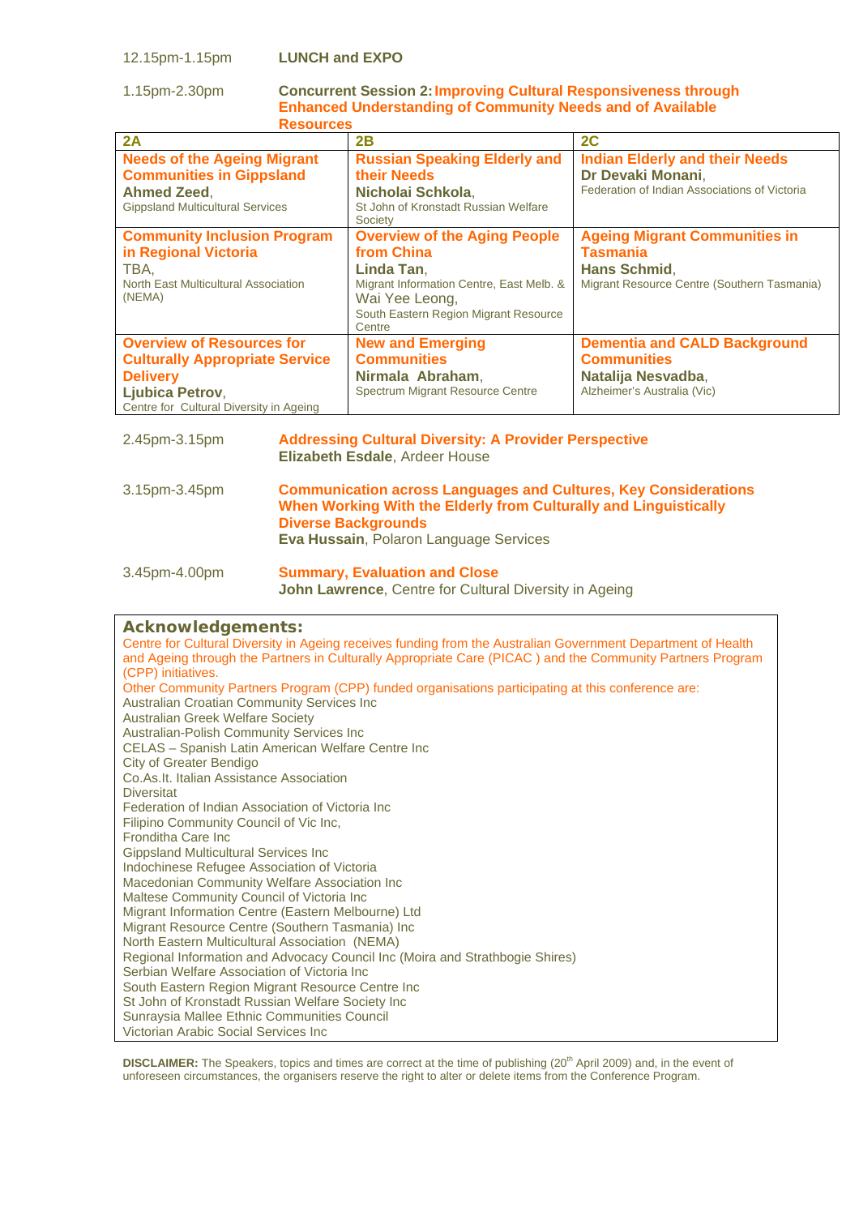12.15pm-1.15pm **LUNCH and EXPO**

1.15pm-2.30pm **Concurrent Session 2: Improving Cultural Responsiveness through Enhanced Understanding of Community Needs and of Available Resources**

| 2A | 2B | 2C |
|---|---|---|
| **Needs of the Ageing Migrant Communities in Gippsland** **Ahmed Zeed**, Gippsland Multicultural Services | **Russian Speaking Elderly and their Needs** **Nicholai Schkola**, St John of Kronstadt Russian Welfare Society | **Indian Elderly and their Needs** **Dr Devaki Monani**, Federation of Indian Associations of Victoria |
| **Community Inclusion Program in Regional Victoria** TBA, North East Multicultural Association (NEMA) | **Overview of the Aging People from China** **Linda Tan**, Migrant Information Centre, East Melb. & Wai Yee Leong, South Eastern Region Migrant Resource Centre | **Ageing Migrant Communities in Tasmania** **Hans Schmid**, Migrant Resource Centre (Southern Tasmania) |
| **Overview of Resources for Culturally Appropriate Service Delivery** **Ljubica Petrov**, Centre for Cultural Diversity in Ageing | **New and Emerging Communities** **Nirmala Abraham**, Spectrum Migrant Resource Centre | **Dementia and CALD Background Communities** **Natalija Nesvadba**, Alzheimer's Australia (Vic) |

2.45pm-3.15pm **Addressing Cultural Diversity: A Provider Perspective**
**Elizabeth Esdale**, Ardeer House

3.15pm-3.45pm **Communication across Languages and Cultures, Key Considerations When Working With the Elderly from Culturally and Linguistically Diverse Backgrounds**
**Eva Hussain**, Polaron Language Services

3.45pm-4.00pm **Summary, Evaluation and Close**
**John Lawrence**, Centre for Cultural Diversity in Ageing

## Acknowledgements:

Centre for Cultural Diversity in Ageing receives funding from the Australian Government Department of Health and Ageing through the Partners in Culturally Appropriate Care (PICAC ) and the Community Partners Program (CPP) initiatives.

Other Community Partners Program (CPP) funded organisations participating at this conference are:

Australian Croatian Community Services Inc
Australian Greek Welfare Society
Australian-Polish Community Services Inc
CELAS – Spanish Latin American Welfare Centre Inc
City of Greater Bendigo
Co.As.It. Italian Assistance Association
Diversitat
Federation of Indian Association of Victoria Inc
Filipino Community Council of Vic Inc,
Fronditha Care Inc
Gippsland Multicultural Services Inc
Indochinese Refugee Association of Victoria
Macedonian Community Welfare Association Inc
Maltese Community Council of Victoria Inc
Migrant Information Centre (Eastern Melbourne) Ltd
Migrant Resource Centre (Southern Tasmania) Inc
North Eastern Multicultural Association (NEMA)
Regional Information and Advocacy Council Inc (Moira and Strathbogie Shires)
Serbian Welfare Association of Victoria Inc
South Eastern Region Migrant Resource Centre Inc
St John of Kronstadt Russian Welfare Society Inc
Sunraysia Mallee Ethnic Communities Council
Victorian Arabic Social Services Inc

**DISCLAIMER:** The Speakers, topics and times are correct at the time of publishing (20th April 2009) and, in the event of unforeseen circumstances, the organisers reserve the right to alter or delete items from the Conference Program.